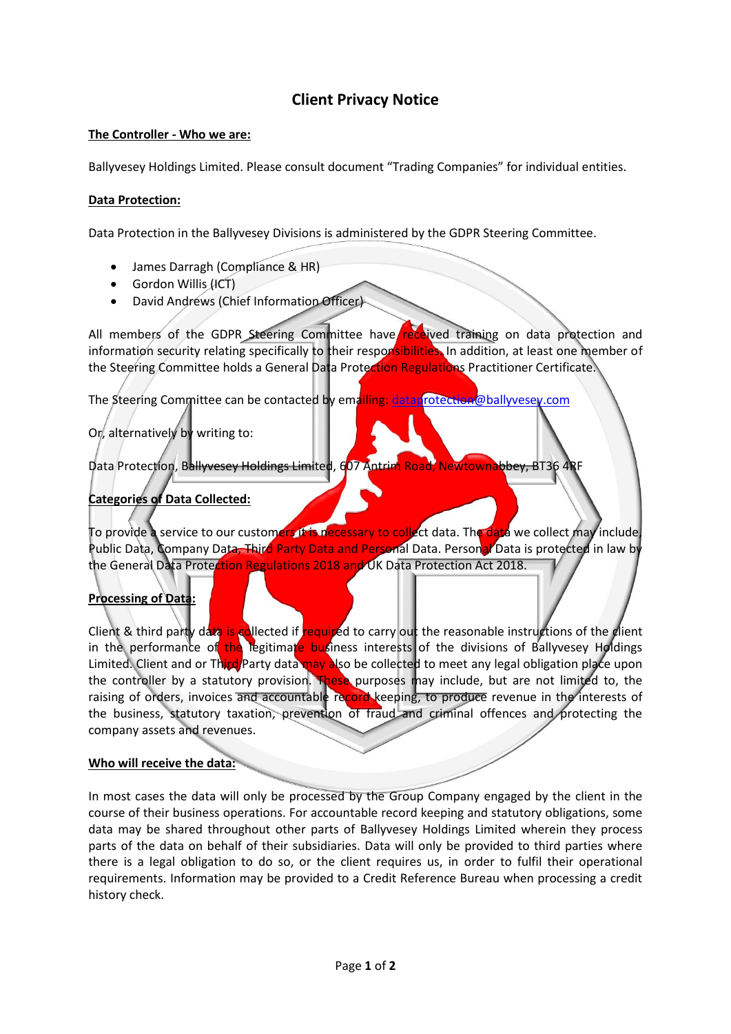# Client Privacy Notice

**The Controller - Who we are:**

Ballyvesey Holdings Limited. Please consult document "Trading Companies" for individual entities.

**Data Protection:**

Data Protection in the Ballyvesey Divisions is administered by the GDPR Steering Committee.

- James Darragh (Compliance & HR)
- Gordon Willis (ICT)
- David Andrews (Chief Information Officer)

All members of the GDPR Steering Committee have received training on data protection and information security relating specifically to their responsibilities. In addition, at least one member of the Steering Committee holds a General Data Protection Regulations Practitioner Certificate.

The Steering Committee can be contacted by emailing: dataprotection@ballyvesey.com

Or, alternatively by writing to:

Data Protection, Ballyvesey Holdings Limited, 607 Antrim Road, Newtownabbey, BT36 4RF

**Categories of Data Collected:**

To provide a service to our customers it is necessary to collect data. The data we collect may include, Public Data, Company Data, Third Party Data and Personal Data. Personal Data is protected in law by the General Data Protection Regulations 2018 and UK Data Protection Act 2018.

**Processing of Data:**

Client & third party data is collected if required to carry out the reasonable instructions of the client in the performance of the legitimate business interests of the divisions of Ballyvesey Holdings Limited. Client and or Third Party data may also be collected to meet any legal obligation place upon the controller by a statutory provision. These purposes may include, but are not limited to, the raising of orders, invoices and accountable record keeping, to produce revenue in the interests of the business, statutory taxation, prevention of fraud and criminal offences and protecting the company assets and revenues.

**Who will receive the data:**

In most cases the data will only be processed by the Group Company engaged by the client in the course of their business operations. For accountable record keeping and statutory obligations, some data may be shared throughout other parts of Ballyvesey Holdings Limited wherein they process parts of the data on behalf of their subsidiaries. Data will only be provided to third parties where there is a legal obligation to do so, or the client requires us, in order to fulfil their operational requirements. Information may be provided to a Credit Reference Bureau when processing a credit history check.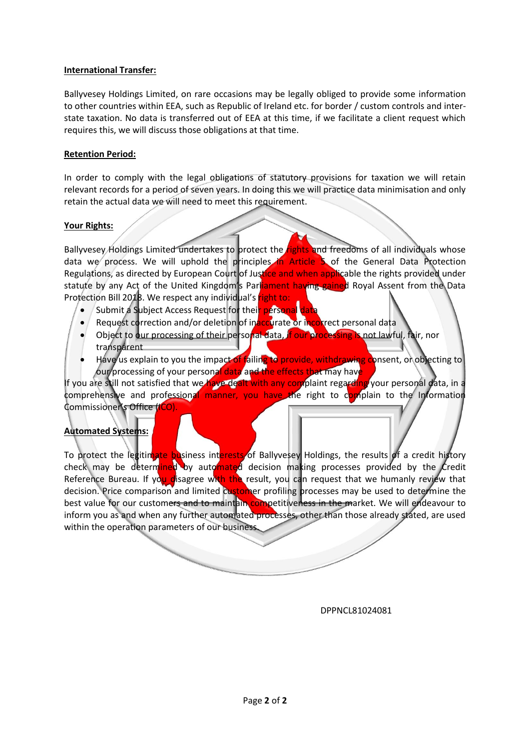**International Transfer:**

Ballyvesey Holdings Limited, on rare occasions may be legally obliged to provide some information to other countries within EEA, such as Republic of Ireland etc. for border / custom controls and inter-state taxation. No data is transferred out of EEA at this time, if we facilitate a client request which requires this, we will discuss those obligations at that time.

**Retention Period:**

In order to comply with the legal obligations of statutory provisions for taxation we will retain relevant records for a period of seven years. In doing this we will practice data minimisation and only retain the actual data we will need to meet this requirement.

**Your Rights:**

Ballyvesey Holdings Limited undertakes to protect the rights and freedoms of all individuals whose data we process. We will uphold the principles in Article 5 of the General Data Protection Regulations, as directed by European Court of Justice and when applicable the rights provided under statute by any Act of the United Kingdom's Parliament having gained Royal Assent from the Data Protection Bill 2018. We respect any individual's right to:

- Submit a Subject Access Request for their personal data
- Request correction and/or deletion of inaccurate or incorrect personal data
- Object to our processing of their personal data, if our processing is not lawful, fair, nor transparent
- Have us explain to you the impact of failing to provide, withdrawing consent, or objecting to our processing of your personal data and the effects that may have

If you are still not satisfied that we have dealt with any complaint regarding your personal data, in a comprehensive and professional manner, you have the right to complain to the Information Commissioner's Office (ICO).

**Automated Systems:**

To protect the legitimate business interests of Ballyvesey Holdings, the results of a credit history check may be determined by automated decision making processes provided by the Credit Reference Bureau. If you disagree with the result, you can request that we humanly review that decision. Price comparison and limited customer profiling processes may be used to determine the best value for our customers and to maintain competitiveness in the market. We will endeavour to inform you as and when any further automated processes, other than those already stated, are used within the operation parameters of our business.

DPPNCL81024081